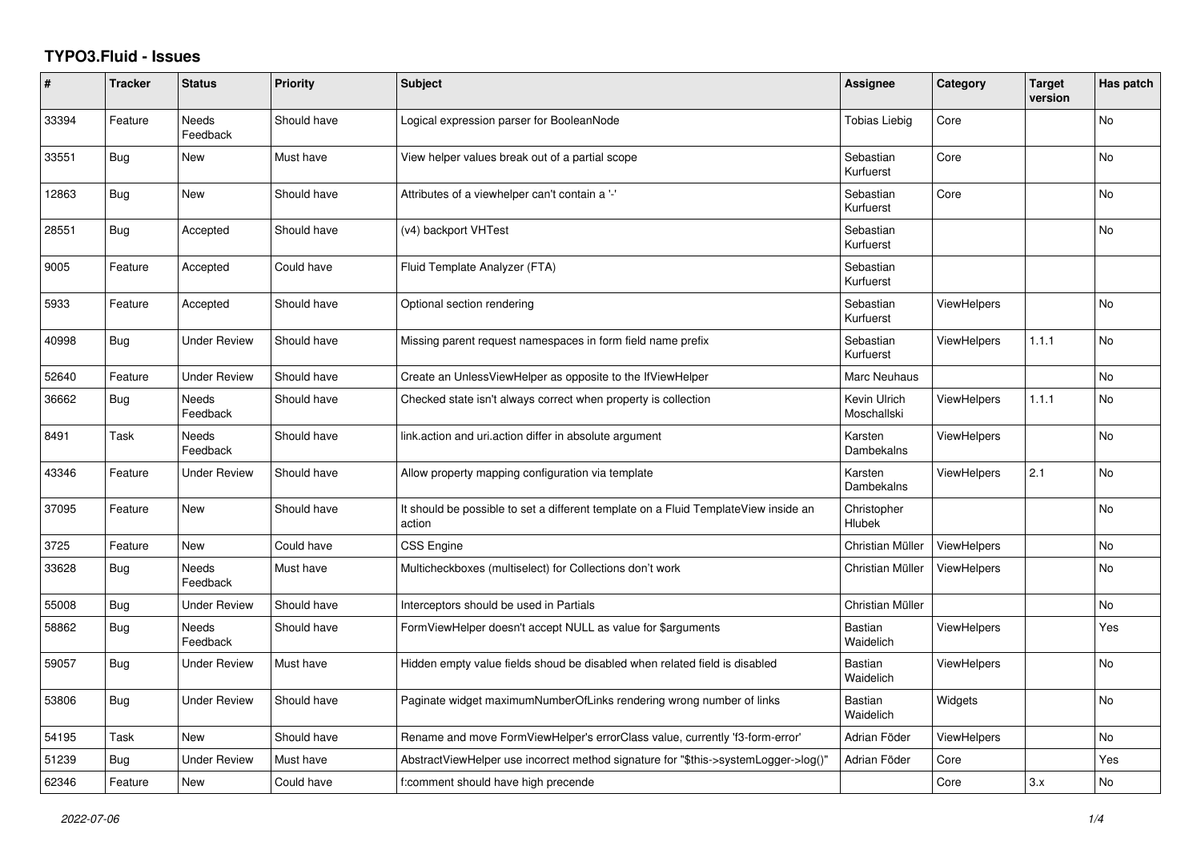# TYPO3.Fluid - Issues

| # | Tracker | Status | Priority | Subject | Assignee | Category | Target version | Has patch |
|---|---|---|---|---|---|---|---|---|
| 33394 | Feature | Needs Feedback | Should have | Logical expression parser for BooleanNode | Tobias Liebig | Core | | No |
| 33551 | Bug | New | Must have | View helper values break out of a partial scope | Sebastian Kurfuerst | Core | | No |
| 12863 | Bug | New | Should have | Attributes of a viewhelper can't contain a '-' | Sebastian Kurfuerst | Core | | No |
| 28551 | Bug | Accepted | Should have | (v4) backport VHTest | Sebastian Kurfuerst | | | No |
| 9005 | Feature | Accepted | Could have | Fluid Template Analyzer (FTA) | Sebastian Kurfuerst | | | |
| 5933 | Feature | Accepted | Should have | Optional section rendering | Sebastian Kurfuerst | ViewHelpers | | No |
| 40998 | Bug | Under Review | Should have | Missing parent request namespaces in form field name prefix | Sebastian Kurfuerst | ViewHelpers | 1.1.1 | No |
| 52640 | Feature | Under Review | Should have | Create an UnlessViewHelper as opposite to the IfViewHelper | Marc Neuhaus | | | No |
| 36662 | Bug | Needs Feedback | Should have | Checked state isn't always correct when property is collection | Kevin Ulrich Moschallski | ViewHelpers | 1.1.1 | No |
| 8491 | Task | Needs Feedback | Should have | link.action and uri.action differ in absolute argument | Karsten Dambekalns | ViewHelpers | | No |
| 43346 | Feature | Under Review | Should have | Allow property mapping configuration via template | Karsten Dambekalns | ViewHelpers | 2.1 | No |
| 37095 | Feature | New | Should have | It should be possible to set a different template on a Fluid TemplateView inside an action | Christopher Hlubek | | | No |
| 3725 | Feature | New | Could have | CSS Engine | Christian Müller | ViewHelpers | | No |
| 33628 | Bug | Needs Feedback | Must have | Multicheckboxes (multiselect) for Collections don't work | Christian Müller | ViewHelpers | | No |
| 55008 | Bug | Under Review | Should have | Interceptors should be used in Partials | Christian Müller | | | No |
| 58862 | Bug | Needs Feedback | Should have | FormViewHelper doesn't accept NULL as value for $arguments | Bastian Waidelich | ViewHelpers | | Yes |
| 59057 | Bug | Under Review | Must have | Hidden empty value fields shoud be disabled when related field is disabled | Bastian Waidelich | ViewHelpers | | No |
| 53806 | Bug | Under Review | Should have | Paginate widget maximumNumberOfLinks rendering wrong number of links | Bastian Waidelich | Widgets | | No |
| 54195 | Task | New | Should have | Rename and move FormViewHelper's errorClass value, currently 'f3-form-error' | Adrian Föder | ViewHelpers | | No |
| 51239 | Bug | Under Review | Must have | AbstractViewHelper use incorrect method signature for "$this->systemLogger->log()" | Adrian Föder | Core | | Yes |
| 62346 | Feature | New | Could have | f:comment should have high precende | | Core | 3.x | No |

*2022-07-06*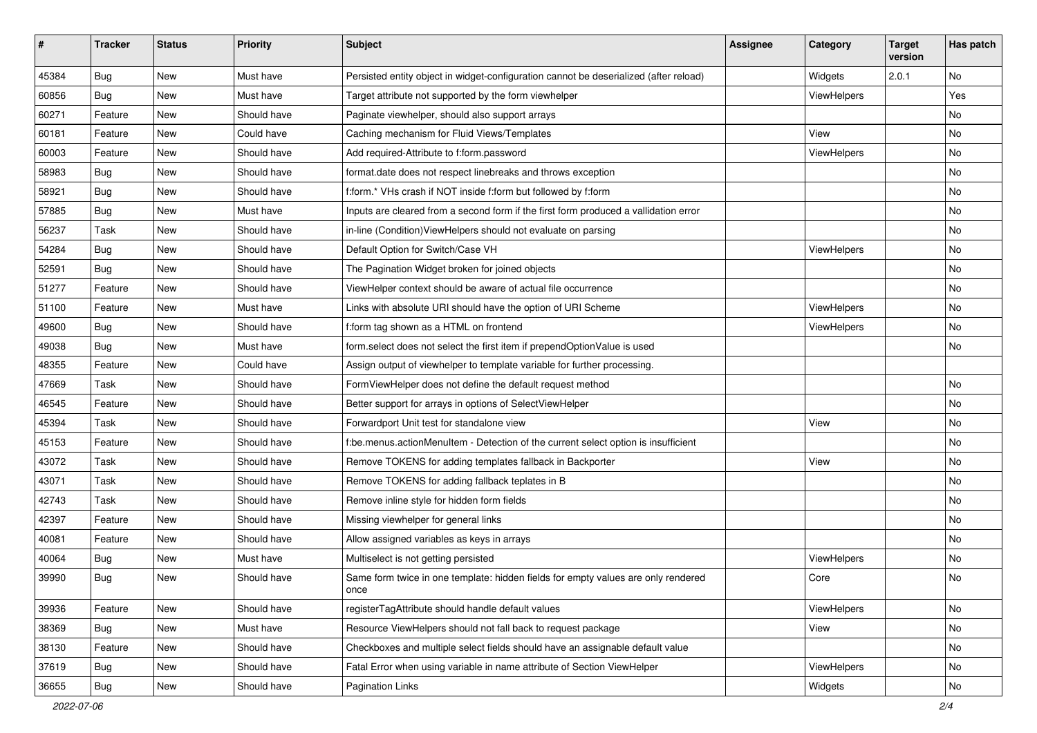| # | Tracker | Status | Priority | Subject | Assignee | Category | Target version | Has patch |
|---|---|---|---|---|---|---|---|---|
| 45384 | Bug | New | Must have | Persisted entity object in widget-configuration cannot be deserialized (after reload) | | Widgets | 2.0.1 | No |
| 60856 | Bug | New | Must have | Target attribute not supported by the form viewhelper | | ViewHelpers | | Yes |
| 60271 | Feature | New | Should have | Paginate viewhelper, should also support arrays | | | | No |
| 60181 | Feature | New | Could have | Caching mechanism for Fluid Views/Templates | | View | | No |
| 60003 | Feature | New | Should have | Add required-Attribute to f:form.password | | ViewHelpers | | No |
| 58983 | Bug | New | Should have | format.date does not respect linebreaks and throws exception | | | | No |
| 58921 | Bug | New | Should have | f:form.* VHs crash if NOT inside f:form but followed by f:form | | | | No |
| 57885 | Bug | New | Must have | Inputs are cleared from a second form if the first form produced a vallidation error | | | | No |
| 56237 | Task | New | Should have | in-line (Condition)ViewHelpers should not evaluate on parsing | | | | No |
| 54284 | Bug | New | Should have | Default Option for Switch/Case VH | | ViewHelpers | | No |
| 52591 | Bug | New | Should have | The Pagination Widget broken for joined objects | | | | No |
| 51277 | Feature | New | Should have | ViewHelper context should be aware of actual file occurrence | | | | No |
| 51100 | Feature | New | Must have | Links with absolute URI should have the option of URI Scheme | | ViewHelpers | | No |
| 49600 | Bug | New | Should have | f:form tag shown as a HTML on frontend | | ViewHelpers | | No |
| 49038 | Bug | New | Must have | form.select does not select the first item if prependOptionValue is used | | | | No |
| 48355 | Feature | New | Could have | Assign output of viewhelper to template variable for further processing. | | | | |
| 47669 | Task | New | Should have | FormViewHelper does not define the default request method | | | | No |
| 46545 | Feature | New | Should have | Better support for arrays in options of SelectViewHelper | | | | No |
| 45394 | Task | New | Should have | Forwardport Unit test for standalone view | | View | | No |
| 45153 | Feature | New | Should have | f:be.menus.actionMenuItem - Detection of the current select option is insufficient | | | | No |
| 43072 | Task | New | Should have | Remove TOKENS for adding templates fallback in Backporter | | View | | No |
| 43071 | Task | New | Should have | Remove TOKENS for adding fallback teplates in B | | | | No |
| 42743 | Task | New | Should have | Remove inline style for hidden form fields | | | | No |
| 42397 | Feature | New | Should have | Missing viewhelper for general links | | | | No |
| 40081 | Feature | New | Should have | Allow assigned variables as keys in arrays | | | | No |
| 40064 | Bug | New | Must have | Multiselect is not getting persisted | | ViewHelpers | | No |
| 39990 | Bug | New | Should have | Same form twice in one template: hidden fields for empty values are only rendered once | | Core | | No |
| 39936 | Feature | New | Should have | registerTagAttribute should handle default values | | ViewHelpers | | No |
| 38369 | Bug | New | Must have | Resource ViewHelpers should not fall back to request package | | View | | No |
| 38130 | Feature | New | Should have | Checkboxes and multiple select fields should have an assignable default value | | | | No |
| 37619 | Bug | New | Should have | Fatal Error when using variable in name attribute of Section ViewHelper | | ViewHelpers | | No |
| 36655 | Bug | New | Should have | Pagination Links | | Widgets | | No |

2022-07-06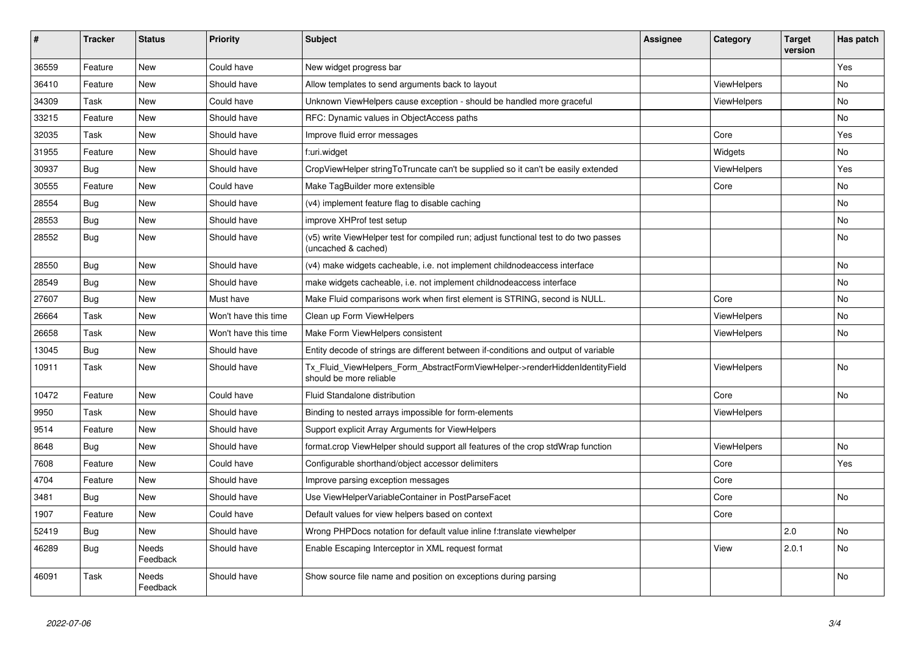| # | Tracker | Status | Priority | Subject | Assignee | Category | Target version | Has patch |
|---|---|---|---|---|---|---|---|---|
| 36559 | Feature | New | Could have | New widget progress bar | | | | Yes |
| 36410 | Feature | New | Should have | Allow templates to send arguments back to layout | | ViewHelpers | | No |
| 34309 | Task | New | Could have | Unknown ViewHelpers cause exception - should be handled more graceful | | ViewHelpers | | No |
| 33215 | Feature | New | Should have | RFC: Dynamic values in ObjectAccess paths | | | | No |
| 32035 | Task | New | Should have | Improve fluid error messages | | Core | | Yes |
| 31955 | Feature | New | Should have | f:uri.widget | | Widgets | | No |
| 30937 | Bug | New | Should have | CropViewHelper stringToTruncate can't be supplied so it can't be easily extended | | ViewHelpers | | Yes |
| 30555 | Feature | New | Could have | Make TagBuilder more extensible | | Core | | No |
| 28554 | Bug | New | Should have | (v4) implement feature flag to disable caching | | | | No |
| 28553 | Bug | New | Should have | improve XHProf test setup | | | | No |
| 28552 | Bug | New | Should have | (v5) write ViewHelper test for compiled run; adjust functional test to do two passes (uncached & cached) | | | | No |
| 28550 | Bug | New | Should have | (v4) make widgets cacheable, i.e. not implement childnodeaccess interface | | | | No |
| 28549 | Bug | New | Should have | make widgets cacheable, i.e. not implement childnodeaccess interface | | | | No |
| 27607 | Bug | New | Must have | Make Fluid comparisons work when first element is STRING, second is NULL. | | Core | | No |
| 26664 | Task | New | Won't have this time | Clean up Form ViewHelpers | | ViewHelpers | | No |
| 26658 | Task | New | Won't have this time | Make Form ViewHelpers consistent | | ViewHelpers | | No |
| 13045 | Bug | New | Should have | Entity decode of strings are different between if-conditions and output of variable | | | | |
| 10911 | Task | New | Should have | Tx_Fluid_ViewHelpers_Form_AbstractFormViewHelper->renderHiddenIdentityField should be more reliable | | ViewHelpers | | No |
| 10472 | Feature | New | Could have | Fluid Standalone distribution | | Core | | No |
| 9950 | Task | New | Should have | Binding to nested arrays impossible for form-elements | | ViewHelpers | | |
| 9514 | Feature | New | Should have | Support explicit Array Arguments for ViewHelpers | | | | |
| 8648 | Bug | New | Should have | format.crop ViewHelper should support all features of the crop stdWrap function | | ViewHelpers | | No |
| 7608 | Feature | New | Could have | Configurable shorthand/object accessor delimiters | | Core | | Yes |
| 4704 | Feature | New | Should have | Improve parsing exception messages | | Core | | |
| 3481 | Bug | New | Should have | Use ViewHelperVariableContainer in PostParseFacet | | Core | | No |
| 1907 | Feature | New | Could have | Default values for view helpers based on context | | Core | | |
| 52419 | Bug | New | Should have | Wrong PHPDocs notation for default value inline f:translate viewhelper | | | 2.0 | No |
| 46289 | Bug | Needs Feedback | Should have | Enable Escaping Interceptor in XML request format | | View | 2.0.1 | No |
| 46091 | Task | Needs Feedback | Should have | Show source file name and position on exceptions during parsing | | | | No |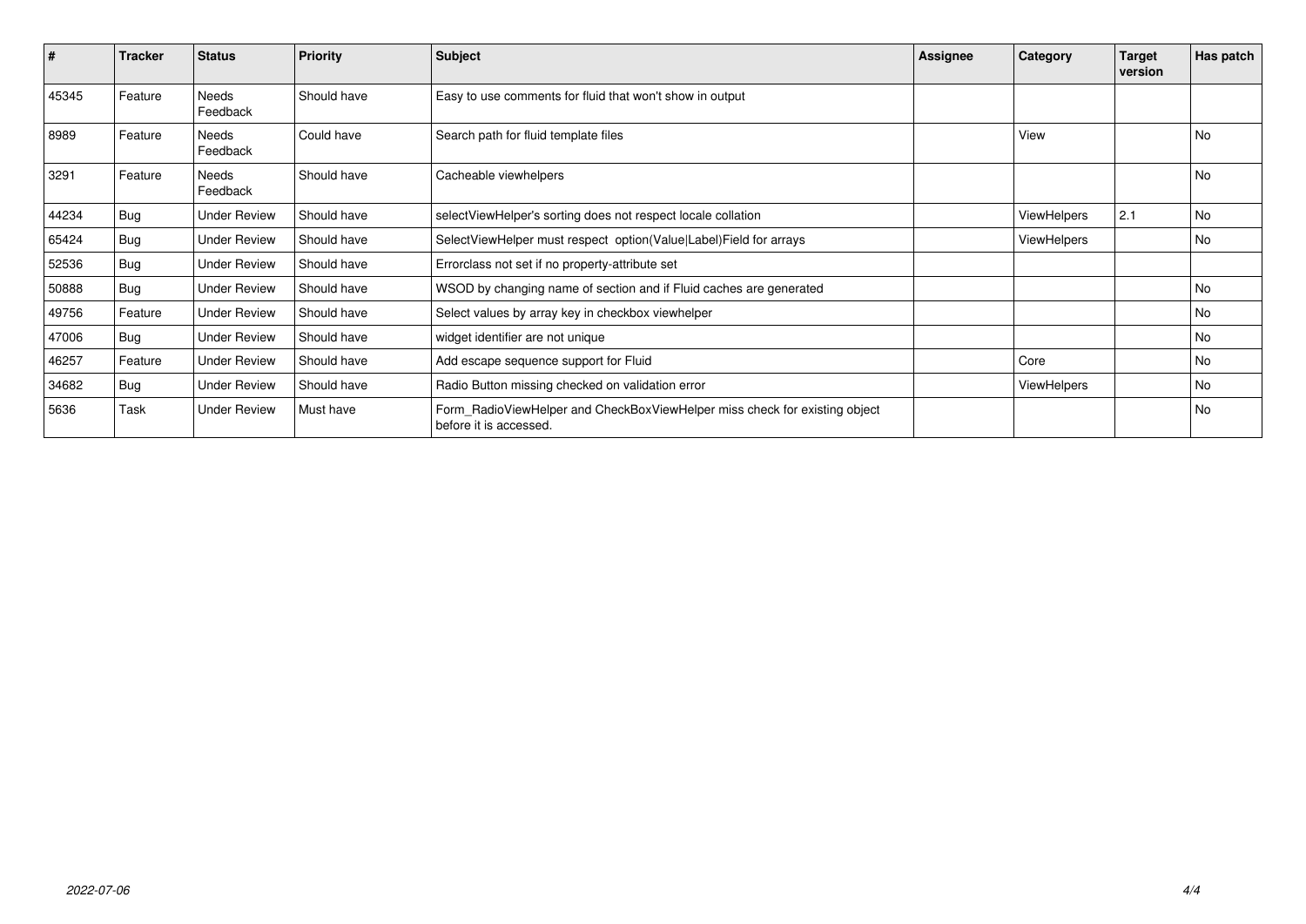| # | Tracker | Status | Priority | Subject | Assignee | Category | Target version | Has patch |
|---|---|---|---|---|---|---|---|---|
| 45345 | Feature | Needs Feedback | Should have | Easy to use comments for fluid that won't show in output | | | | |
| 8989 | Feature | Needs Feedback | Could have | Search path for fluid template files | | View | | No |
| 3291 | Feature | Needs Feedback | Should have | Cacheable viewhelpers | | | | No |
| 44234 | Bug | Under Review | Should have | selectViewHelper's sorting does not respect locale collation | | ViewHelpers | 2.1 | No |
| 65424 | Bug | Under Review | Should have | SelectViewHelper must respect option(Value\|Label)Field for arrays | | ViewHelpers | | No |
| 52536 | Bug | Under Review | Should have | Errorclass not set if no property-attribute set | | | | |
| 50888 | Bug | Under Review | Should have | WSOD by changing name of section and if Fluid caches are generated | | | | No |
| 49756 | Feature | Under Review | Should have | Select values by array key in checkbox viewhelper | | | | No |
| 47006 | Bug | Under Review | Should have | widget identifier are not unique | | | | No |
| 46257 | Feature | Under Review | Should have | Add escape sequence support for Fluid | | Core | | No |
| 34682 | Bug | Under Review | Should have | Radio Button missing checked on validation error | | ViewHelpers | | No |
| 5636 | Task | Under Review | Must have | Form_RadioViewHelper and CheckBoxViewHelper miss check for existing object before it is accessed. | | | | No |

*2022-07-06*